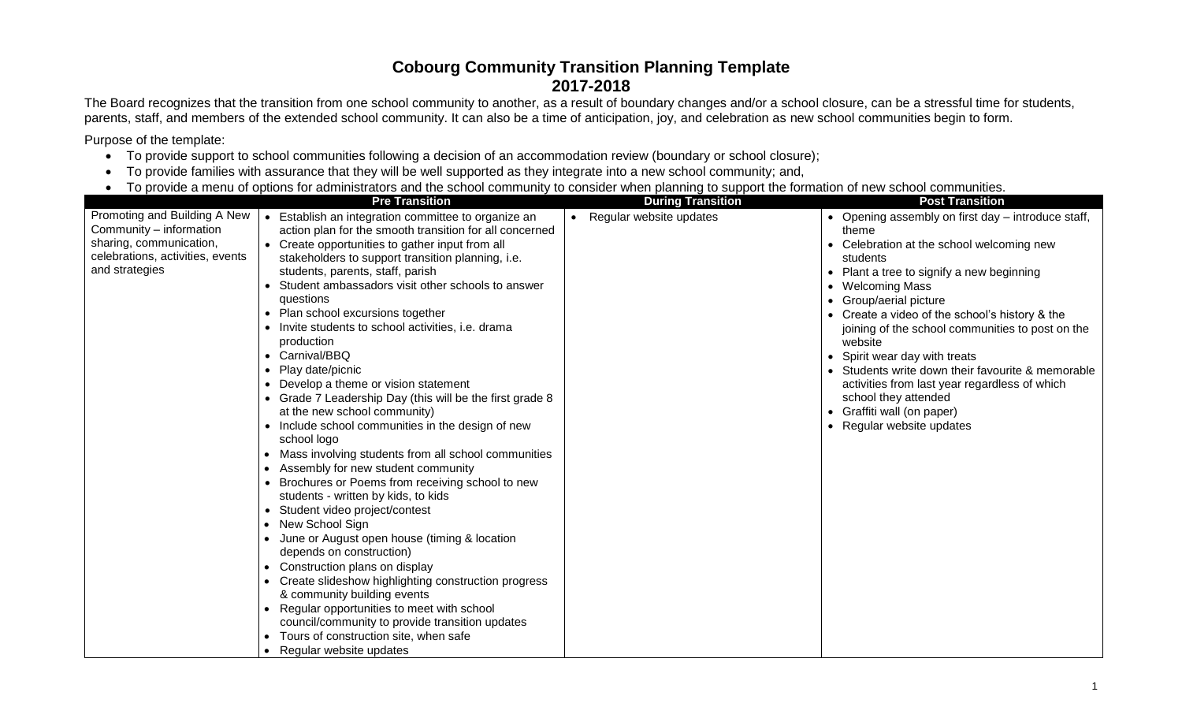# Cobourg Community Transition Planning Template
## 2017-2018

The Board recognizes that the transition from one school community to another, as a result of boundary changes and/or a school closure, can be a stressful time for students, parents, staff, and members of the extended school community. It can also be a time of anticipation, joy, and celebration as new school communities begin to form.

Purpose of the template:

- To provide support to school communities following a decision of an accommodation review (boundary or school closure);
- To provide families with assurance that they will be well supported as they integrate into a new school community; and,
- To provide a menu of options for administrators and the school community to consider when planning to support the formation of new school communities.

| | Pre Transition | During Transition | Post Transition |
|---|---|---|---|
| Promoting and Building A New Community – information sharing, communication, celebrations, activities, events and strategies | • Establish an integration committee to organize an action plan for the smooth transition for all concerned<br>• Create opportunities to gather input from all stakeholders to support transition planning, i.e. students, parents, staff, parish<br>• Student ambassadors visit other schools to answer questions<br>• Plan school excursions together<br>• Invite students to school activities, i.e. drama production<br>• Carnival/BBQ<br>• Play date/picnic<br>• Develop a theme or vision statement<br>• Grade 7 Leadership Day (this will be the first grade 8 at the new school community)<br>• Include school communities in the design of new school logo<br>• Mass involving students from all school communities<br>• Assembly for new student community<br>• Brochures or Poems from receiving school to new students - written by kids, to kids<br>• Student video project/contest<br>• New School Sign<br>• June or August open house (timing & location depends on construction)<br>• Construction plans on display<br>• Create slideshow highlighting construction progress & community building events<br>• Regular opportunities to meet with school council/community to provide transition updates<br>• Tours of construction site, when safe<br>• Regular website updates | • Regular website updates | • Opening assembly on first day – introduce staff, theme<br>• Celebration at the school welcoming new students<br>• Plant a tree to signify a new beginning<br>• Welcoming Mass<br>• Group/aerial picture<br>• Create a video of the school's history & the joining of the school communities to post on the website<br>• Spirit wear day with treats<br>• Students write down their favourite & memorable activities from last year regardless of which school they attended<br>• Graffiti wall (on paper)<br>• Regular website updates |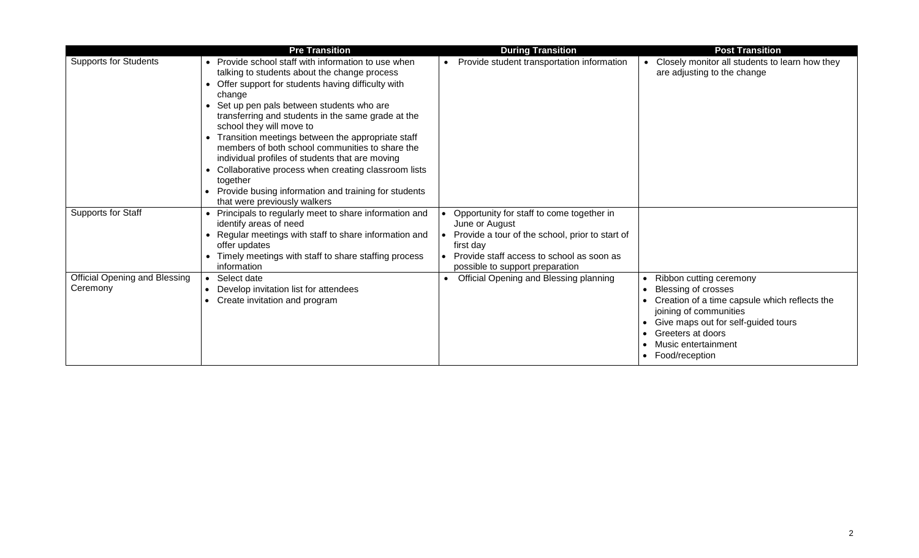| | Pre Transition | During Transition | Post Transition |
|---|---|---|---|
| Supports for Students | • Provide school staff with information to use when talking to students about the change process<br>• Offer support for students having difficulty with change<br>• Set up pen pals between students who are transferring and students in the same grade at the school they will move to<br>• Transition meetings between the appropriate staff members of both school communities to share the individual profiles of students that are moving<br>• Collaborative process when creating classroom lists together<br>• Provide busing information and training for students that were previously walkers | • Provide student transportation information | • Closely monitor all students to learn how they are adjusting to the change |
| Supports for Staff | • Principals to regularly meet to share information and identify areas of need<br>• Regular meetings with staff to share information and offer updates<br>• Timely meetings with staff to share staffing process information | • Opportunity for staff to come together in June or August<br>• Provide a tour of the school, prior to start of first day<br>• Provide staff access to school as soon as possible to support preparation | |
| Official Opening and Blessing Ceremony | • Select date<br>• Develop invitation list for attendees<br>• Create invitation and program | • Official Opening and Blessing planning | • Ribbon cutting ceremony<br>• Blessing of crosses<br>• Creation of a time capsule which reflects the joining of communities<br>• Give maps out for self-guided tours<br>• Greeters at doors<br>• Music entertainment<br>• Food/reception |